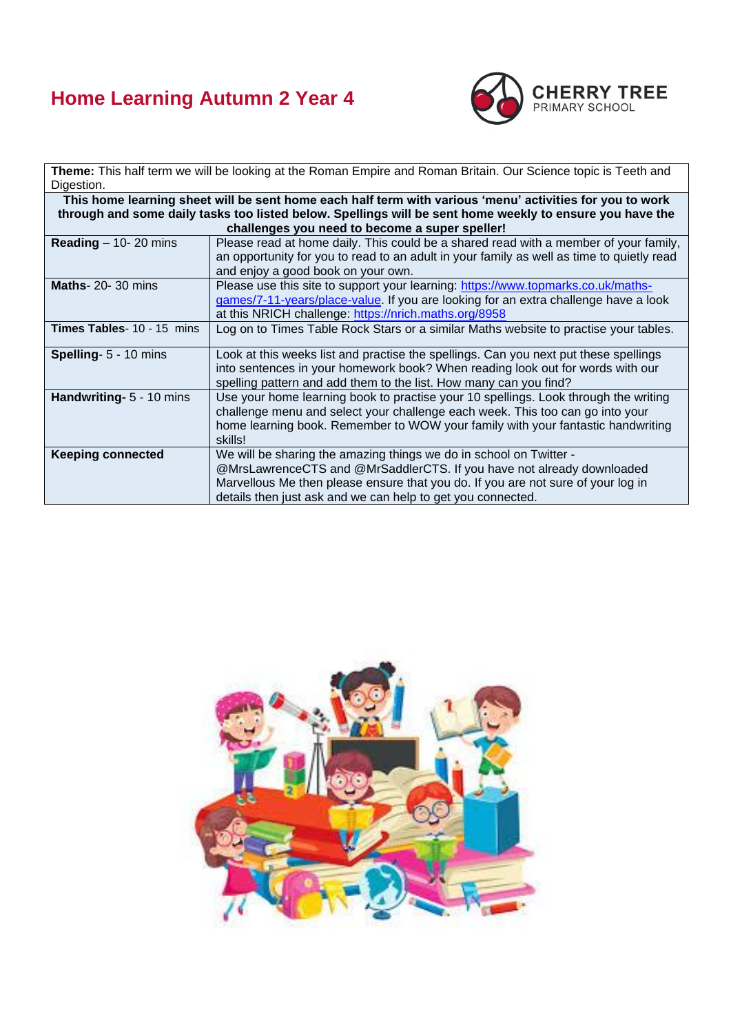# Home Learning Autumn 2 Year 4

CHERRY TREE PRIMARY SCHOOL

| **Theme:** This half term we will be looking at the Roman Empire and Roman Britain. Our Science topic is Teeth and Digestion. | |
|---|---|
| **This home learning sheet will be sent home each half term with various 'menu' activities for you to work through and some daily tasks too listed below. Spellings will be sent home weekly to ensure you have the challenges you need to become a super speller!** | |
| **Reading** – 10- 20 mins | Please read at home daily. This could be a shared read with a member of your family, an opportunity for you to read to an adult in your family as well as time to quietly read and enjoy a good book on your own. |
| **Maths**- 20- 30 mins | Please use this site to support your learning: https://www.topmarks.co.uk/maths-games/7-11-years/place-value. If you are looking for an extra challenge have a look at this NRICH challenge: https://nrich.maths.org/8958 |
| **Times Tables**- 10 - 15 mins | Log on to Times Table Rock Stars or a similar Maths website to practise your tables. |
| **Spelling**- 5 - 10 mins | Look at this weeks list and practise the spellings. Can you next put these spellings into sentences in your homework book? When reading look out for words with our spelling pattern and add them to the list. How many can you find? |
| **Handwriting**- 5 - 10 mins | Use your home learning book to practise your 10 spellings. Look through the writing challenge menu and select your challenge each week. This too can go into your home learning book. Remember to WOW your family with your fantastic handwriting skills! |
| **Keeping connected** | We will be sharing the amazing things we do in school on Twitter - @MrsLawrenceCTS and @MrSaddlerCTS. If you have not already downloaded Marvellous Me then please ensure that you do. If you are not sure of your log in details then just ask and we can help to get you connected. |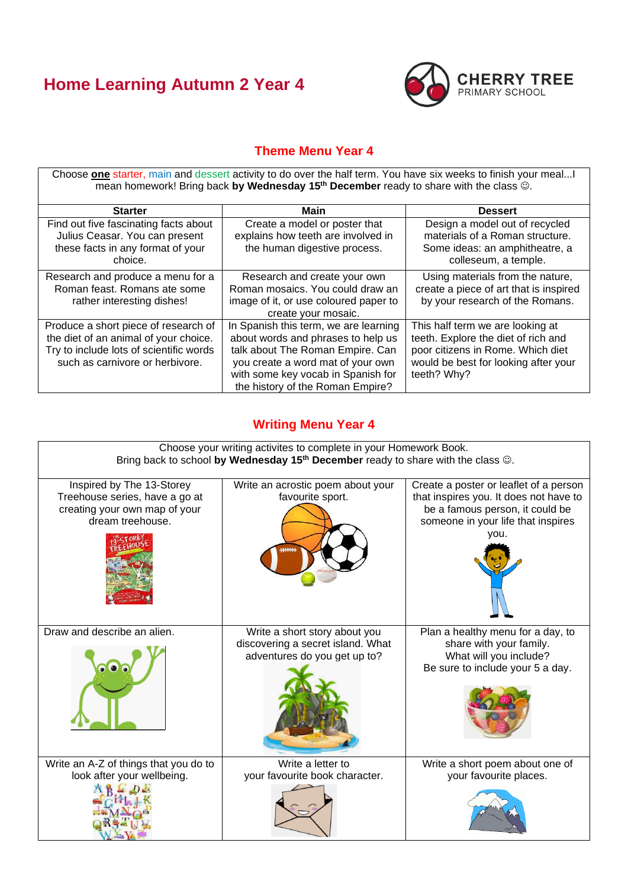# Home Learning Autumn 2 Year 4

CHERRY TREE PRIMARY SCHOOL

## Theme Menu Year 4

Choose **one** starter, main and dessert activity to do over the half term. You have six weeks to finish your meal...I mean homework! Bring back **by Wednesday 15th December** ready to share with the class ☺.

| Starter | Main | Dessert |
| --- | --- | --- |
| Find out five fascinating facts about Julius Ceasar. You can present these facts in any format of your choice. | Create a model or poster that explains how teeth are involved in the human digestive process. | Design a model out of recycled materials of a Roman structure. Some ideas: an amphitheatre, a colleseum, a temple. |
| Research and produce a menu for a Roman feast. Romans ate some rather interesting dishes! | Research and create your own Roman mosaics. You could draw an image of it, or use coloured paper to create your mosaic. | Using materials from the nature, create a piece of art that is inspired by your research of the Romans. |
| Produce a short piece of research of the diet of an animal of your choice. Try to include lots of scientific words such as carnivore or herbivore. | In Spanish this term, we are learning about words and phrases to help us talk about The Roman Empire. Can you create a word mat of your own with some key vocab in Spanish for the history of the Roman Empire? | This half term we are looking at teeth. Explore the diet of rich and poor citizens in Rome. Which diet would be best for looking after your teeth? Why? |

## Writing Menu Year 4

Choose your writing activites to complete in your Homework Book.
Bring back to school **by Wednesday 15th December** ready to share with the class ☺.

| | | |
| --- | --- | --- |
| Inspired by The 13-Storey Treehouse series, have a go at creating your own map of your dream treehouse. | Write an acrostic poem about your favourite sport. | Create a poster or leaflet of a person that inspires you. It does not have to be a famous person, it could be someone in your life that inspires you. |
| Draw and describe an alien. | Write a short story about you discovering a secret island. What adventures do you get up to? | Plan a healthy menu for a day, to share with your family. What will you include? Be sure to include your 5 a day. |
| Write an A-Z of things that you do to look after your wellbeing. | Write a letter to your favourite book character. | Write a short poem about one of your favourite places. |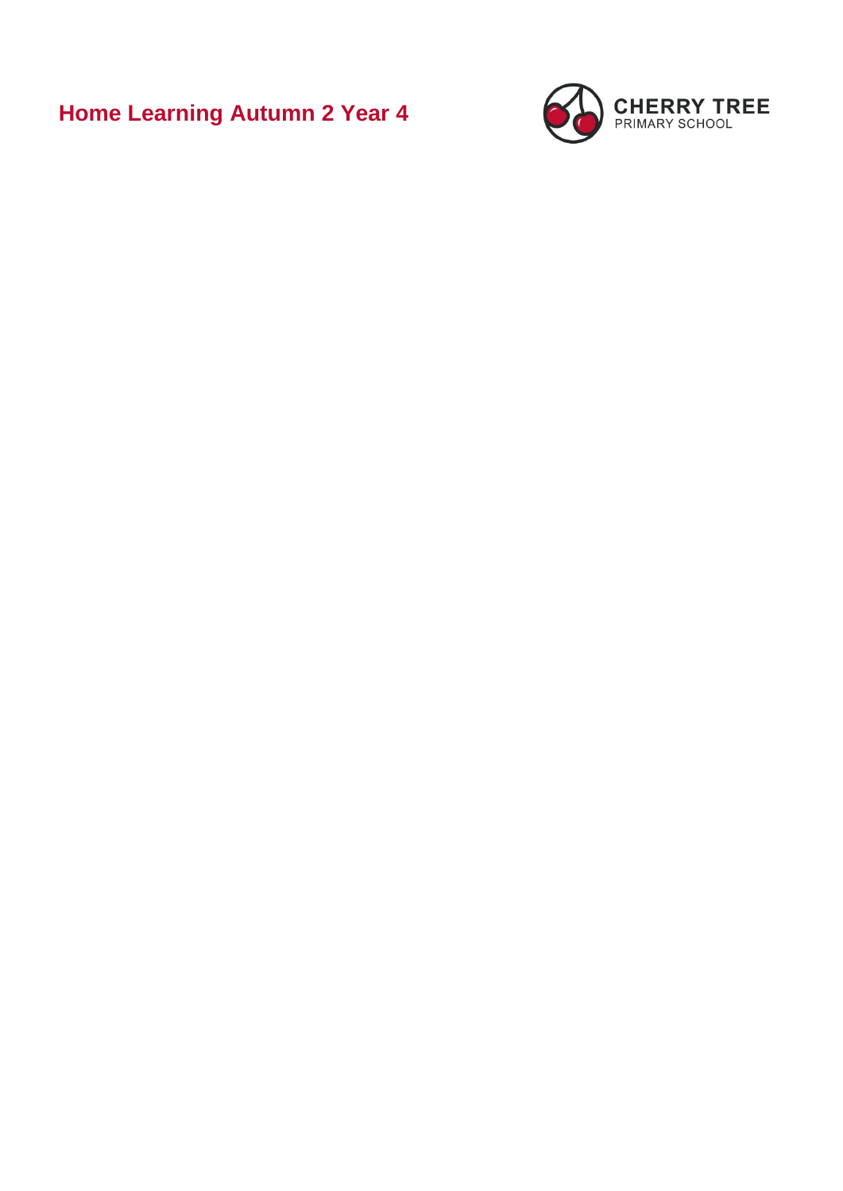# Home Learning Autumn 2 Year 4

CHERRY TREE
PRIMARY SCHOOL